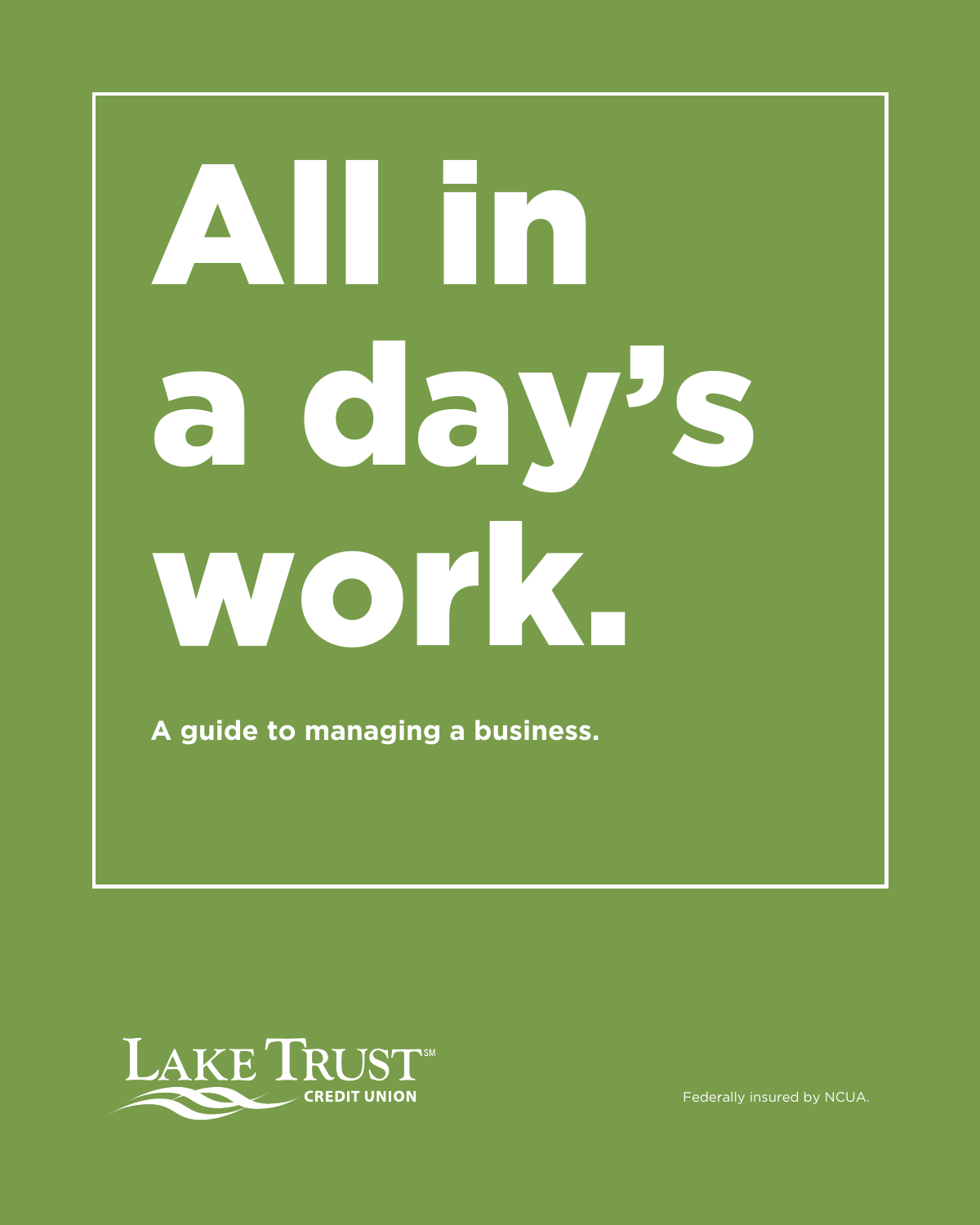# All in a day's work.

**A guide to managing a business.**

LAKE TRUST℠ CREDIT UNION

Federally insured by NCUA.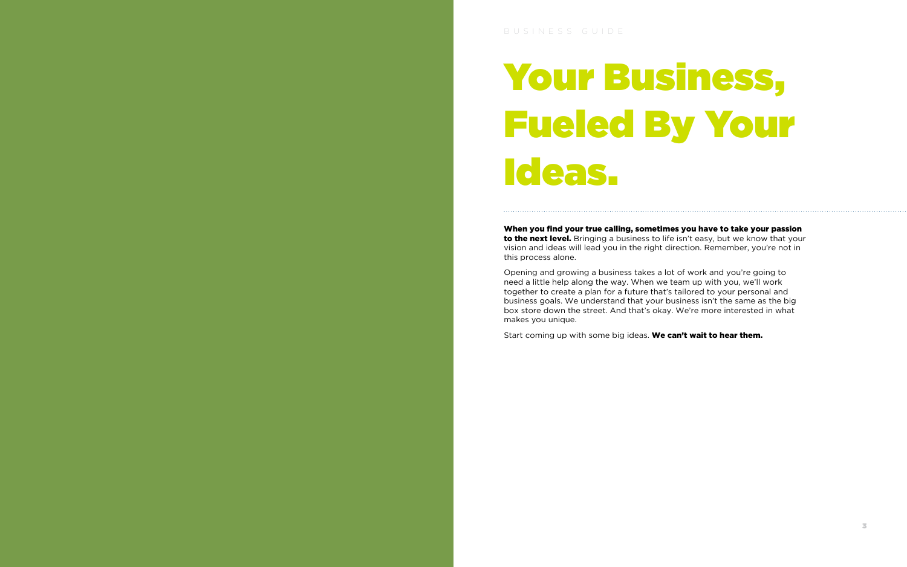# Your Business, Fueled By Your Ideas.

**When you find your true calling, sometimes you have to take your passion to the next level.** Bringing a business to life isn't easy, but we know that your vision and ideas will lead you in the right direction. Remember, you're not in this process alone.

Opening and growing a business takes a lot of work and you're going to need a little help along the way. When we team up with you, we'll work together to create a plan for a future that's tailored to your personal and business goals. We understand that your business isn't the same as the big box store down the street. And that's okay. We're more interested in what makes you unique.

Start coming up with some big ideas. **We can't wait to hear them.**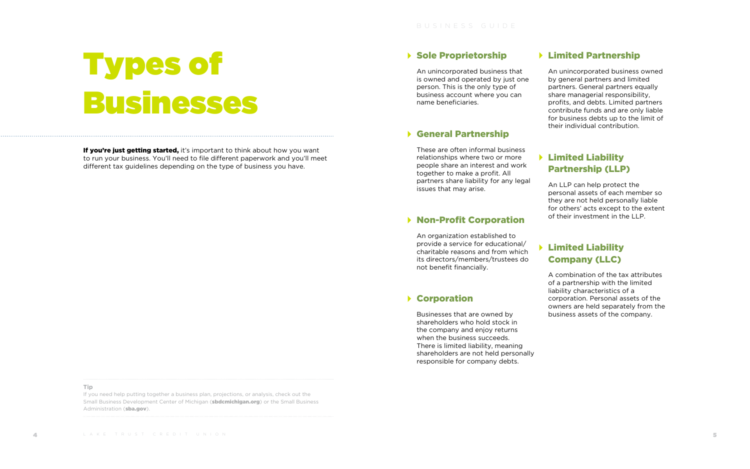# Types of Businesses

**If you're just getting started,** it's important to think about how you want to run your business. You'll need to file different paperwork and you'll meet different tax guidelines depending on the type of business you have.

**Tip**

If you need help putting together a business plan, projections, or analysis, check out the Small Business Development Center of Michigan (**sbdcmichigan.org**) or the Small Business Administration (**sba.gov**).

## Sole Proprietorship

An unincorporated business that is owned and operated by just one person. This is the only type of business account where you can name beneficiaries.

## General Partnership

These are often informal business relationships where two or more people share an interest and work together to make a profit. All partners share liability for any legal issues that may arise.

## Non-Profit Corporation

An organization established to provide a service for educational/charitable reasons and from which its directors/members/trustees do not benefit financially.

## Corporation

Businesses that are owned by shareholders who hold stock in the company and enjoy returns when the business succeeds. There is limited liability, meaning shareholders are not held personally responsible for company debts.

## Limited Partnership

An unincorporated business owned by general partners and limited partners. General partners equally share managerial responsibility, profits, and debts. Limited partners contribute funds and are only liable for business debts up to the limit of their individual contribution.

## Limited Liability Partnership (LLP)

An LLP can help protect the personal assets of each member so they are not held personally liable for others' acts except to the extent of their investment in the LLP.

## Limited Liability Company (LLC)

A combination of the tax attributes of a partnership with the limited liability characteristics of a corporation. Personal assets of the owners are held separately from the business assets of the company.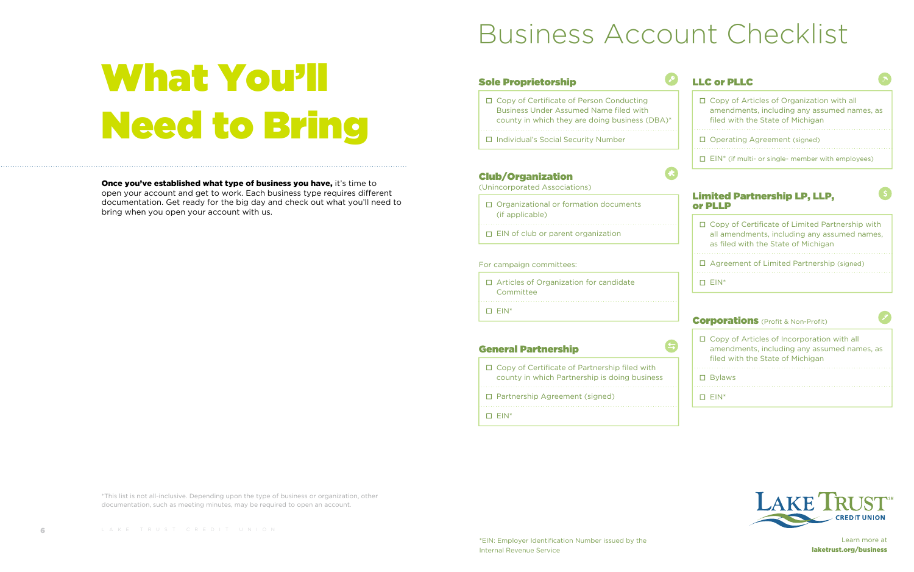# What You'll Need to Bring

**Once you've established what type of business you have,** it's time to open your account and get to work. Each business type requires different documentation. Get ready for the big day and check out what you'll need to bring when you open your account with us.

*This list is not all-inclusive. Depending upon the type of business or organization, other documentation, such as meeting minutes, may be required to open an account.

# Business Account Checklist

## Sole Proprietorship

- ☐ Copy of Certificate of Person Conducting Business Under Assumed Name filed with county in which they are doing business (DBA)*
- ☐ Individual's Social Security Number

## Club/Organization

(Unincorporated Associations)

- ☐ Organizational or formation documents (if applicable)
- ☐ EIN of club or parent organization

For campaign committees:

- ☐ Articles of Organization for candidate Committee
- ☐ EIN*

## General Partnership

- ☐ Copy of Certificate of Partnership filed with county in which Partnership is doing business
- ☐ Partnership Agreement (signed)
- ☐ EIN*

## LLC or PLLC

- ☐ Copy of Articles of Organization with all amendments, including any assumed names, as filed with the State of Michigan
- ☐ Operating Agreement (signed)
- ☐ EIN* (if multi- or single- member with employees)

## Limited Partnership LP, LLP, or PLLP

- ☐ Copy of Certificate of Limited Partnership with all amendments, including any assumed names, as filed with the State of Michigan
- ☐ Agreement of Limited Partnership (signed)
- ☐ EIN*

## Corporations (Profit & Non-Profit)

- ☐ Copy of Articles of Incorporation with all amendments, including any assumed names, as filed with the State of Michigan
- ☐ Bylaws
- ☐ EIN*

*EIN: Employer Identification Number issued by the Internal Revenue Service

Lake Trust℠ Credit Union

Learn more at **laketrust.org/business**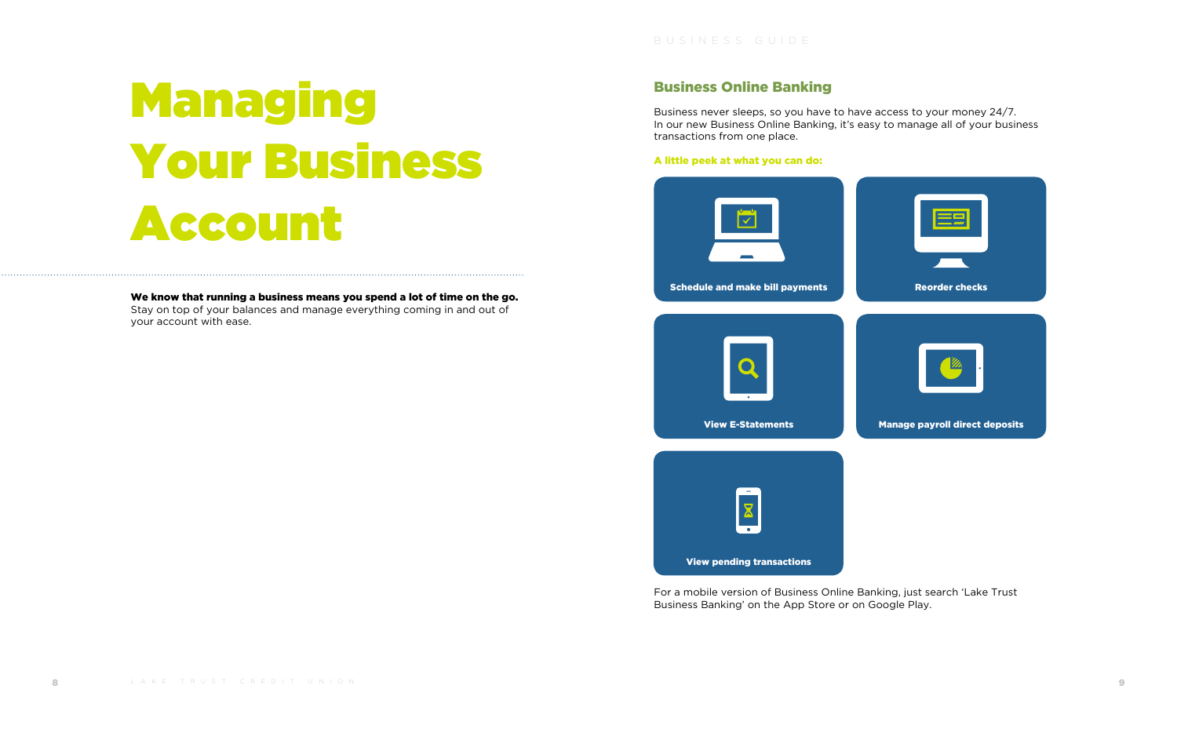# Managing Your Business Account

**We know that running a business means you spend a lot of time on the go.** Stay on top of your balances and manage everything coming in and out of your account with ease.

## Business Online Banking

Business never sleeps, so you have to have access to your money 24/7.
In our new Business Online Banking, it's easy to manage all of your business transactions from one place.

**A little peek at what you can do:**

- Schedule and make bill payments
- Reorder checks
- View E-Statements
- Manage payroll direct deposits
- View pending transactions

For a mobile version of Business Online Banking, just search 'Lake Trust Business Banking' on the App Store or on Google Play.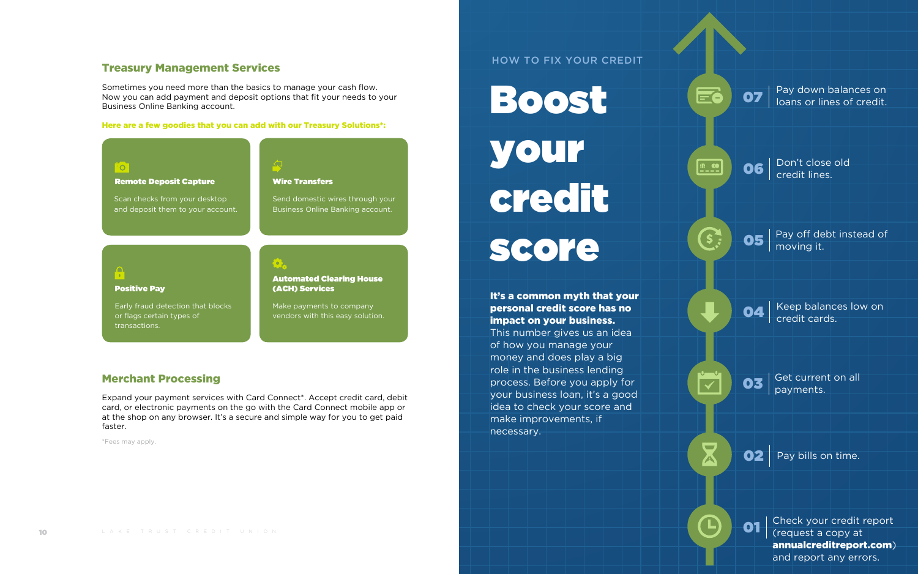## Treasury Management Services

Sometimes you need more than the basics to manage your cash flow. Now you can add payment and deposit options that fit your needs to your Business Online Banking account.

**Here are a few goodies that you can add with our Treasury Solutions*:**

**Remote Deposit Capture**

Scan checks from your desktop and deposit them to your account.

**Wire Transfers**

Send domestic wires through your Business Online Banking account.

**Positive Pay**

Early fraud detection that blocks or flags certain types of transactions.

**Automated Clearing House (ACH) Services**

Make payments to company vendors with this easy solution.

## Merchant Processing

Expand your payment services with Card Connect*. Accept credit card, debit card, or electronic payments on the go with the Card Connect mobile app or at the shop on any browser. It's a secure and simple way for you to get paid faster.

*Fees may apply.

HOW TO FIX YOUR CREDIT

# Boost your credit score

**It's a common myth that your personal credit score has no impact on your business.** This number gives us an idea of how you manage your money and does play a big role in the business lending process. Before you apply for your business loan, it's a good idea to check your score and make improvements, if necessary.

- **07** Pay down balances on loans or lines of credit.
- **06** Don't close old credit lines.
- **05** Pay off debt instead of moving it.
- **04** Keep balances low on credit cards.
- **03** Get current on all payments.
- **02** Pay bills on time.
- **01** Check your credit report (request a copy at **annualcreditreport.com**) and report any errors.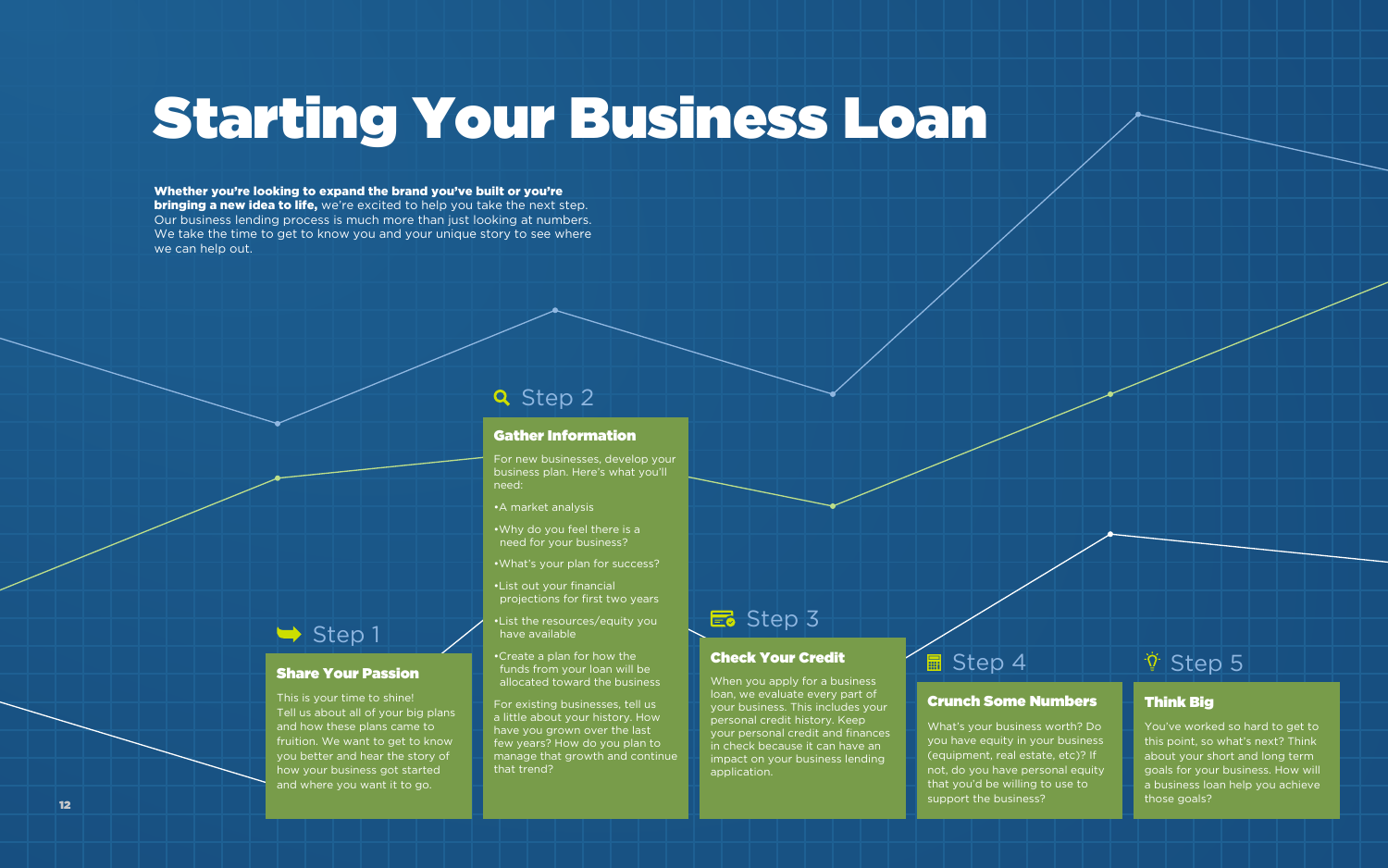# Starting Your Business Loan

**Whether you're looking to expand the brand you've built or you're bringing a new idea to life,** we're excited to help you take the next step. Our business lending process is much more than just looking at numbers. We take the time to get to know you and your unique story to see where we can help out.

## Step 1

### Share Your Passion

This is your time to shine!
Tell us about all of your big plans and how these plans came to fruition. We want to get to know you better and hear the story of how your business got started and where you want it to go.

## Step 2

### Gather Information

For new businesses, develop your business plan. Here's what you'll need:

- A market analysis
- Why do you feel there is a need for your business?
- What's your plan for success?
- List out your financial projections for first two years
- List the resources/equity you have available
- Create a plan for how the funds from your loan will be allocated toward the business

For existing businesses, tell us a little about your history. How have you grown over the last few years? How do you plan to manage that growth and continue that trend?

## Step 3

### Check Your Credit

When you apply for a business loan, we evaluate every part of your business. This includes your personal credit history. Keep your personal credit and finances in check because it can have an impact on your business lending application.

## Step 4

### Crunch Some Numbers

What's your business worth? Do you have equity in your business (equipment, real estate, etc)? If not, do you have personal equity that you'd be willing to use to support the business?

## Step 5

### Think Big

You've worked so hard to get to this point, so what's next? Think about your short and long term goals for your business. How will a business loan help you achieve those goals?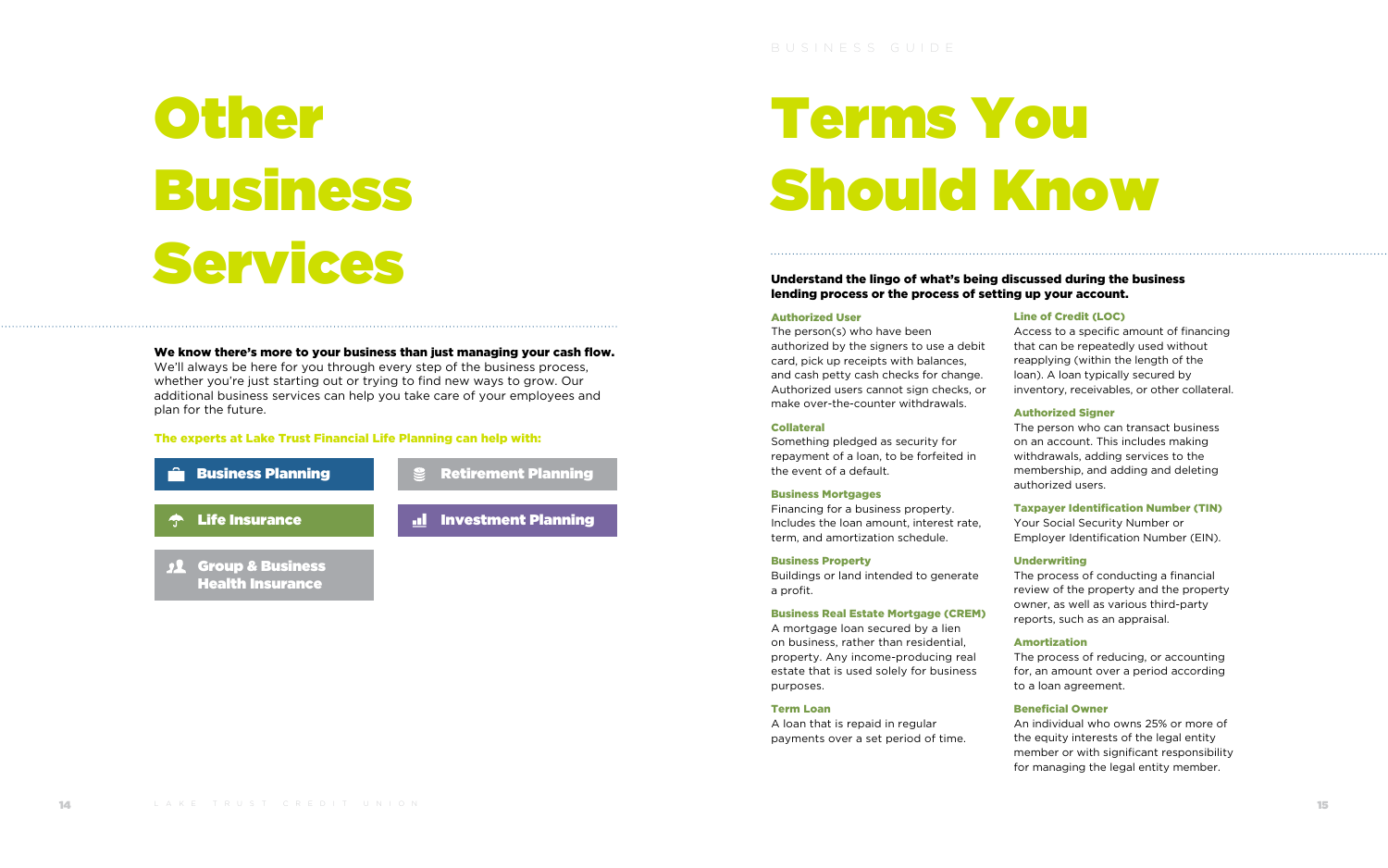# Other Business Services

**We know there's more to your business than just managing your cash flow.** We'll always be here for you through every step of the business process, whether you're just starting out or trying to find new ways to grow. Our additional business services can help you take care of your employees and plan for the future.

**The experts at Lake Trust Financial Life Planning can help with:**

- Business Planning
- Retirement Planning
- Life Insurance
- Investment Planning
- Group & Business Health Insurance

# Terms You Should Know

**Understand the lingo of what's being discussed during the business lending process or the process of setting up your account.**

**Authorized User**
The person(s) who have been authorized by the signers to use a debit card, pick up receipts with balances, and cash petty cash checks for change. Authorized users cannot sign checks, or make over-the-counter withdrawals.

**Collateral**
Something pledged as security for repayment of a loan, to be forfeited in the event of a default.

**Business Mortgages**
Financing for a business property. Includes the loan amount, interest rate, term, and amortization schedule.

**Business Property**
Buildings or land intended to generate a profit.

**Business Real Estate Mortgage (CREM)**
A mortgage loan secured by a lien on business, rather than residential, property. Any income-producing real estate that is used solely for business purposes.

**Term Loan**
A loan that is repaid in regular payments over a set period of time.

**Line of Credit (LOC)**
Access to a specific amount of financing that can be repeatedly used without reapplying (within the length of the loan). A loan typically secured by inventory, receivables, or other collateral.

**Authorized Signer**
The person who can transact business on an account. This includes making withdrawals, adding services to the membership, and adding and deleting authorized users.

**Taxpayer Identification Number (TIN)**
Your Social Security Number or Employer Identification Number (EIN).

**Underwriting**
The process of conducting a financial review of the property and the property owner, as well as various third-party reports, such as an appraisal.

**Amortization**
The process of reducing, or accounting for, an amount over a period according to a loan agreement.

**Beneficial Owner**
An individual who owns 25% or more of the equity interests of the legal entity member or with significant responsibility for managing the legal entity member.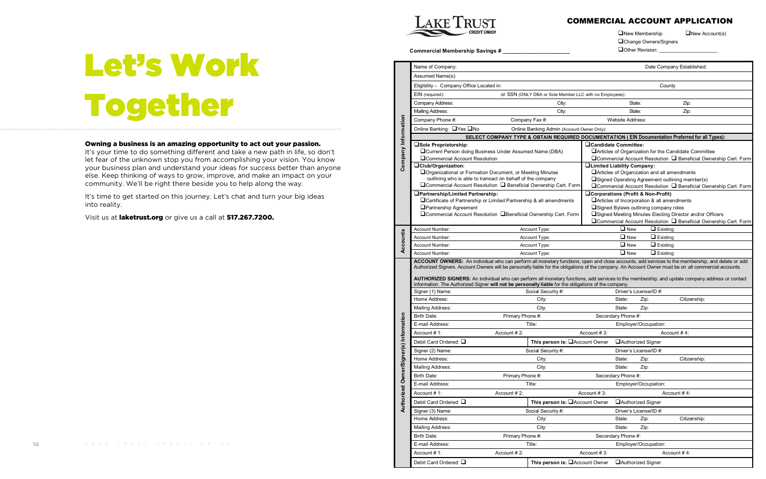# Let's Work Together

**Owning a business is an amazing opportunity to act out your passion.** It's your time to do something different and take a new path in life, so don't let fear of the unknown stop you from accomplishing your vision. You know your business plan and understand your ideas for success better than anyone else. Keep thinking of ways to grow, improve, and make an impact on your community. We'll be right there beside you to help along the way.

It's time to get started on this journey. Let's chat and turn your big ideas into reality.

Visit us at **laketrust.org** or give us a call at **517.267.7200.**

LAKE TRUST CREDIT UNION

## COMMERCIAL ACCOUNT APPLICATION

❑New Membership ❑New Account(s)
❑Change Owners/Signers
❑Other Revision: ____________________

**Commercial Membership Savings # ____________________**

### Company Information

| | | | |
|---|---|---|---|
| Name of Company: | | Date Company Established: | |
| Assumed Name(s): | | | |
| Eligibility – Company Office Located in: | | County | |
| EIN (required): | or SSN (ONLY DBA or Sole Member LLC with no Employees): | | |
| Company Address: | City: | State: | Zip: |
| Mailing Address: | City: | State: | Zip: |
| Company Phone #: | Company Fax #: | Website Address: | |
| Online Banking: ❑Yes ❑No | Online Banking Admin (Account Owner Only): | | |

**SELECT COMPANY TYPE & OBTAIN REQUIRED DOCUMENTATION ( EIN Documentation Preferred for all Types):**

**❑Sole Proprietorship:**
- ❑Current Person doing Business Under Assumed Name (DBA)
- ❑Commercial Account Resolution

**❑Candidate Committee:**
- ❑Articles of Organization for the Candidate Committee
- ❑Commercial Account Resolution ❑ Beneficial Ownership Cert. Form

**❑Club/Organization:**
- ❑Organizational or Formation Document, or Meeting Minutes outlining who is able to transact on behalf of the company
- ❑Commercial Account Resolution ❑ Beneficial Ownership Cert. Form

**❑Limited Liability Company:**
- ❑Articles of Organization and all amendments
- ❑Signed Operating Agreement outlining member(s)
- ❑Commercial Account Resolution ❑ Beneficial Ownership Cert. Form

**❑Partnership/Limited Partnership:**
- ❑Certificate of Partnership or Limited Partnership & all amendments
- ❑Partnership Agreement
- ❑Commercial Account Resolution ❑Beneficial Ownership Cert. Form

**❑Corporations (Profit & Non-Profit)**
- ❑Articles of Incorporation & all amendments
- ❑Signed Bylaws outlining company roles
- ❑Signed Meeting Minutes Electing Director and/or Officers
- ❑Commercial Account Resolution ❑ Beneficial Ownership Cert. Form

### Accounts

| | | | |
|---|---|---|---|
| Account Number: | Account Type: | ❑ New | ❑ Existing |
| Account Number: | Account Type: | ❑ New | ❑ Existing |
| Account Number: | Account Type: | ❑ New | ❑ Existing |
| Account Number: | Account Type: | ❑ New | ❑ Existing |

### Authorized Owner/Signer(s) Information

**ACCOUNT OWNERS:** An individual who can perform all monetary functions, open and close accounts, add services to the membership, and delete or add Authorized Signers. Account Owners will be personally liable for the obligations of the company. An Account Owner must be on all commercial accounts.

**AUTHORIZED SIGNERS:** An individual who can perform all monetary functions, add services to the membership, and update company address or contact information. The Authorized Signer **will not be personally liable** for the obligations of the company.

| | | | | |
|---|---|---|---|---|
| Signer (1) Name: | Social Security #: | Driver's License/ID #: | | |
| Home Address: | City: | State: | Zip: | Citizenship: |
| Mailing Address: | City: | State: | Zip: | |
| Birth Date: | Primary Phone #: | Secondary Phone #: | | |
| E-mail Address: | Title: | Employer/Occupation: | | |
| Account # 1: | Account # 2: | Account # 3: | Account # 4: | |
| Debit Card Ordered: ❑ | **This person is:** ❑Account Owner | ❑Authorized Signer | | |
| Signer (2) Name: | Social Security #: | Driver's License/ID #: | | |
| Home Address: | City: | State: | Zip: | Citizenship: |
| Mailing Address: | City: | State: | Zip: | |
| Birth Date: | Primary Phone #: | Secondary Phone #: | | |
| E-mail Address: | Title: | Employer/Occupation: | | |
| Account # 1: | Account # 2: | Account # 3: | Account # 4: | |
| Debit Card Ordered: ❑ | **This person is:** ❑Account Owner | ❑Authorized Signer | | |
| Signer (3) Name: | Social Security #: | Driver's License/ID #: | | |
| Home Address: | City: | State: | Zip: | Citizenship: |
| Mailing Address: | City: | State: | Zip: | |
| Birth Date: | Primary Phone #: | Secondary Phone #: | | |
| E-mail Address: | Title: | Employer/Occupation: | | |
| Account # 1: | Account # 2: | Account # 3: | Account # 4: | |
| Debit Card Ordered: ❑ | **This person is:** ❑Account Owner | ❑Authorized Signer | | |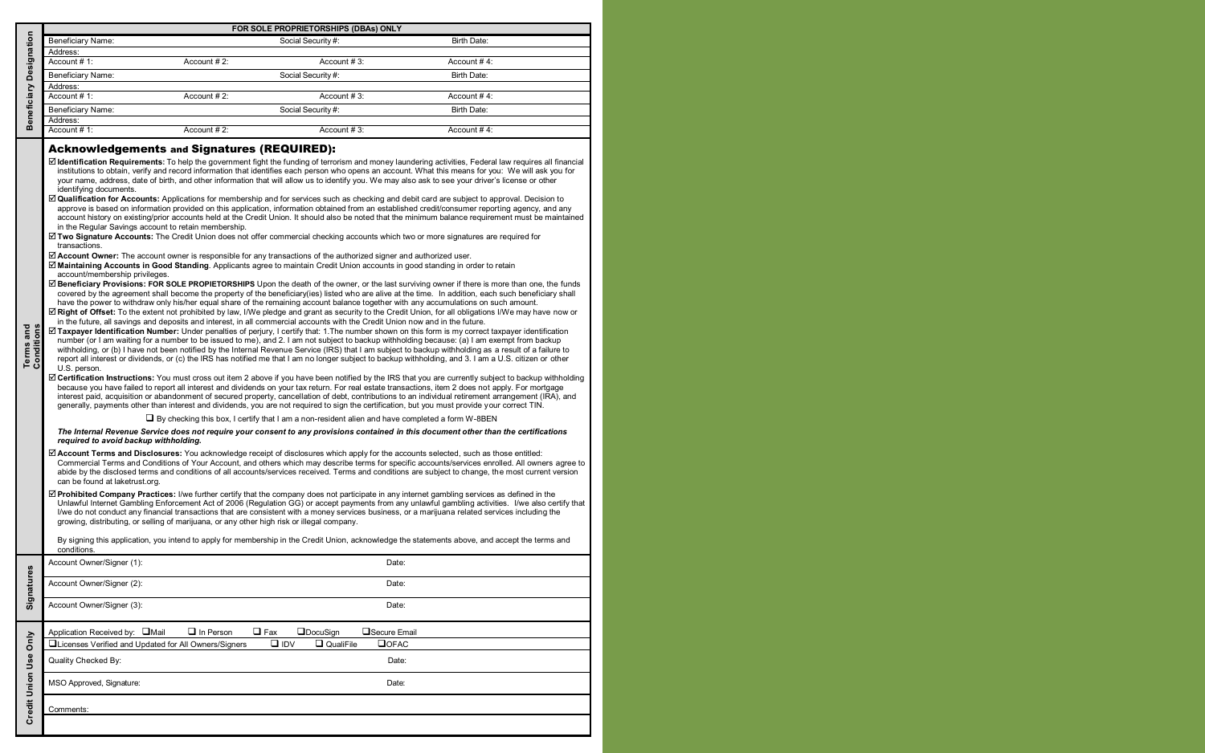## Beneficiary Designation

**FOR SOLE PROPRIETORSHIPS (DBAs) ONLY**

| Beneficiary Name: | | Social Security #: | Birth Date: |
|---|---|---|---|
| Address: | | | |
| Account # 1: | Account # 2: | Account # 3: | Account # 4: |
| Beneficiary Name: | | Social Security #: | Birth Date: |
| Address: | | | |
| Account # 1: | Account # 2: | Account # 3: | Account # 4: |
| Beneficiary Name: | | Social Security #: | Birth Date: |
| Address: | | | |
| Account # 1: | Account # 2: | Account # 3: | Account # 4: |

## Terms and Conditions

### Acknowledgements and Signatures (REQUIRED):

☑ **Identification Requirements**: To help the government fight the funding of terrorism and money laundering activities, Federal law requires all financial institutions to obtain, verify and record information that identifies each person who opens an account. What this means for you: We will ask you for your name, address, date of birth, and other information that will allow us to identify you. We may also ask to see your driver's license or other identifying documents.

☑ **Qualification for Accounts:** Applications for membership and for services such as checking and debit card are subject to approval. Decision to approve is based on information provided on this application, information obtained from an established credit/consumer reporting agency, and any account history on existing/prior accounts held at the Credit Union. It should also be noted that the minimum balance requirement must be maintained in the Regular Savings account to retain membership.

☑ **Two Signature Accounts:** The Credit Union does not offer commercial checking accounts which two or more signatures are required for transactions.

☑ **Account Owner:** The account owner is responsible for any transactions of the authorized signer and authorized user.

☑ **Maintaining Accounts in Good Standing**. Applicants agree to maintain Credit Union accounts in good standing in order to retain account/membership privileges.

☑ **Beneficiary Provisions: FOR SOLE PROPIETORSHIPS** Upon the death of the owner, or the last surviving owner if there is more than one, the funds covered by the agreement shall become the property of the beneficiary(ies) listed who are alive at the time. In addition, each such beneficiary shall have the power to withdraw only his/her equal share of the remaining account balance together with any accumulations on such amount.

☑ **Right of Offset:** To the extent not prohibited by law, I/We pledge and grant as security to the Credit Union, for all obligations I/We may have now or in the future, all savings and deposits and interest, in all commercial accounts with the Credit Union now and in the future.

☑ **Taxpayer Identification Number:** Under penalties of perjury, I certify that: 1.The number shown on this form is my correct taxpayer identification number (or I am waiting for a number to be issued to me), and 2. I am not subject to backup withholding because: (a) I am exempt from backup withholding, or (b) I have not been notified by the Internal Revenue Service (IRS) that I am subject to backup withholding as a result of a failure to report all interest or dividends, or (c) the IRS has notified me that I am no longer subject to backup withholding, and 3. I am a U.S. citizen or other U.S. person.

☑ **Certification Instructions:** You must cross out item 2 above if you have been notified by the IRS that you are currently subject to backup withholding because you have failed to report all interest and dividends on your tax return. For real estate transactions, item 2 does not apply. For mortgage interest paid, acquisition or abandonment of secured property, cancellation of debt, contributions to an individual retirement arrangement (IRA), and generally, payments other than interest and dividends, you are not required to sign the certification, but you must provide your correct TIN.

❑ By checking this box, I certify that I am a non-resident alien and have completed a form W-8BEN

***The Internal Revenue Service does not require your consent to any provisions contained in this document other than the certifications required to avoid backup withholding.***

☑ **Account Terms and Disclosures:** You acknowledge receipt of disclosures which apply for the accounts selected, such as those entitled: Commercial Terms and Conditions of Your Account, and others which may describe terms for specific accounts/services enrolled. All owners agree to abide by the disclosed terms and conditions of all accounts/services received. Terms and conditions are subject to change, the most current version can be found at laketrust.org.

☑ **Prohibited Company Practices:** I/we further certify that the company does not participate in any internet gambling services as defined in the Unlawful Internet Gambling Enforcement Act of 2006 (Regulation GG) or accept payments from any unlawful gambling activities. I/we also certify that I/we do not conduct any financial transactions that are consistent with a money services business, or a marijuana related services including the growing, distributing, or selling of marijuana, or any other high risk or illegal company.

By signing this application, you intend to apply for membership in the Credit Union, acknowledge the statements above, and accept the terms and conditions.

## Signatures

| Account Owner/Signer (1): | Date: |
|---|---|
| Account Owner/Signer (2): | Date: |
| Account Owner/Signer (3): | Date: |

## Credit Union Use Only

Application Received by: ❑ Mail ❑ In Person ❑ Fax ❑ DocuSign ❑ Secure Email

❑ Licenses Verified and Updated for All Owners/Signers ❑ IDV ❑ QualiFile ❑ OFAC

| Quality Checked By: | Date: |
|---|---|
| MSO Approved, Signature: | Date: |

Comments: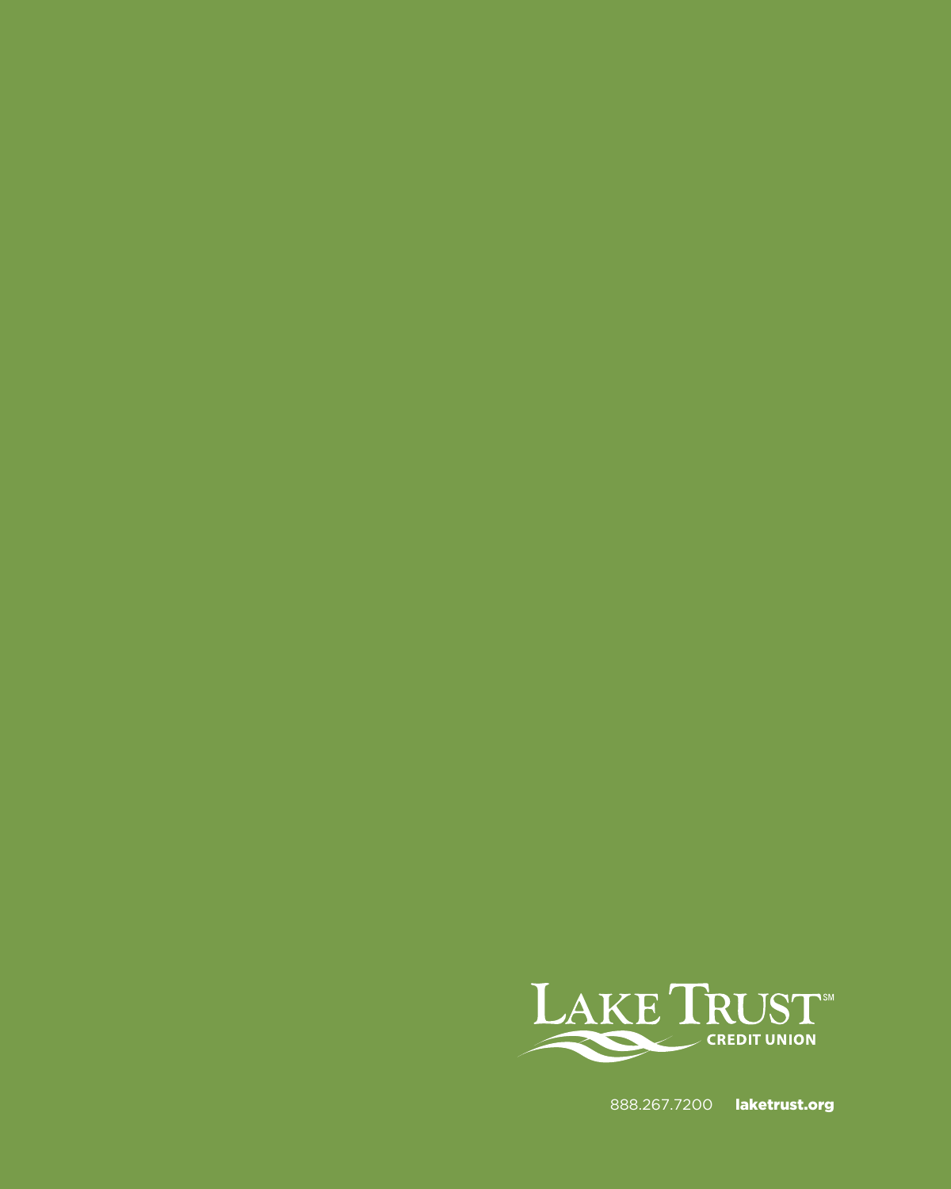LAKE TRUST℠

CREDIT UNION

888.267.7200 **laketrust.org**